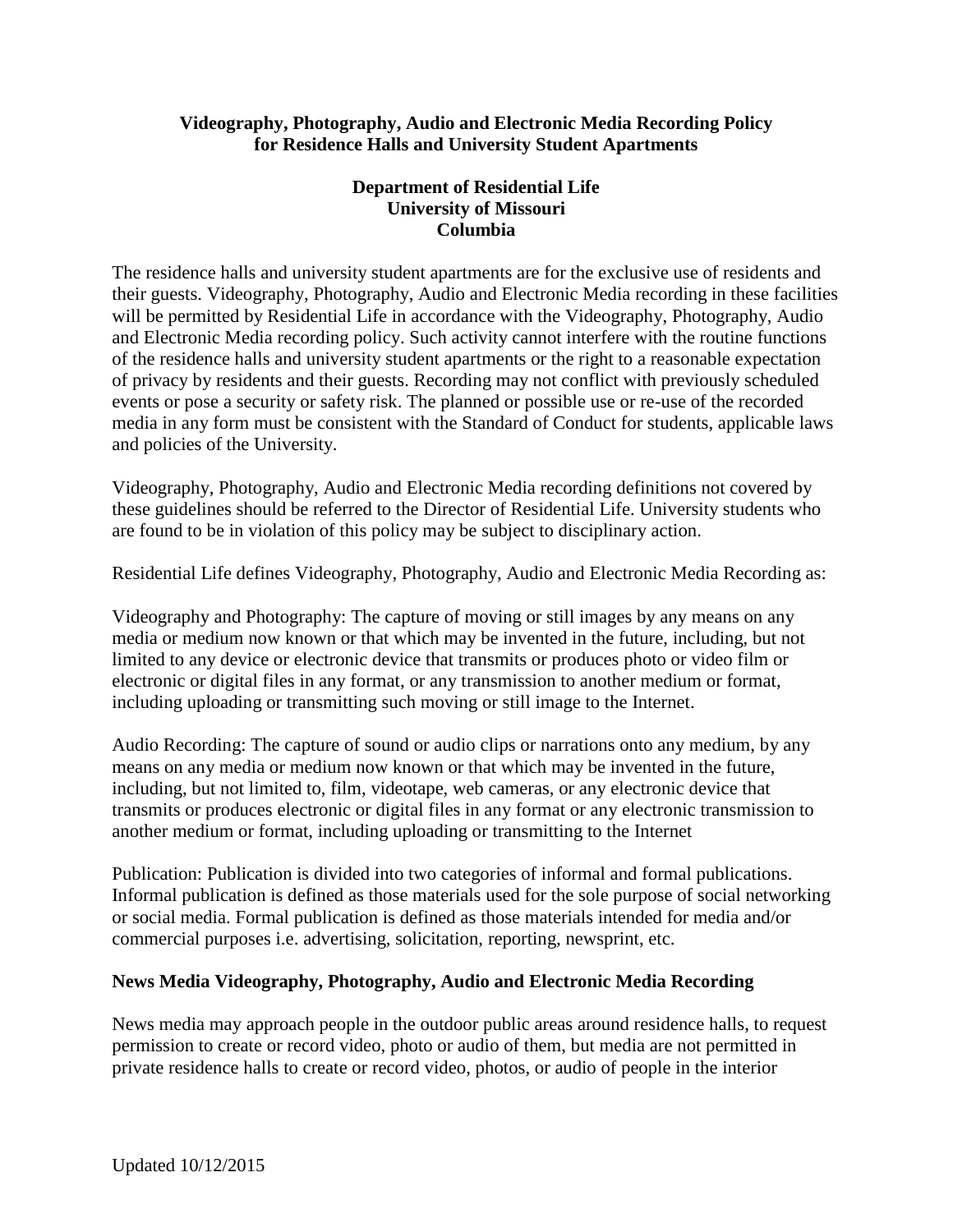**Videography, Photography, Audio and Electronic Media Recording Policy for Residence Halls and University Student Apartments**

**Department of Residential Life**
**University of Missouri**
**Columbia**

The residence halls and university student apartments are for the exclusive use of residents and their guests. Videography, Photography, Audio and Electronic Media recording in these facilities will be permitted by Residential Life in accordance with the Videography, Photography, Audio and Electronic Media recording policy. Such activity cannot interfere with the routine functions of the residence halls and university student apartments or the right to a reasonable expectation of privacy by residents and their guests. Recording may not conflict with previously scheduled events or pose a security or safety risk. The planned or possible use or re-use of the recorded media in any form must be consistent with the Standard of Conduct for students, applicable laws and policies of the University.

Videography, Photography, Audio and Electronic Media recording definitions not covered by these guidelines should be referred to the Director of Residential Life. University students who are found to be in violation of this policy may be subject to disciplinary action.

Residential Life defines Videography, Photography, Audio and Electronic Media Recording as:

Videography and Photography: The capture of moving or still images by any means on any media or medium now known or that which may be invented in the future, including, but not limited to any device or electronic device that transmits or produces photo or video film or electronic or digital files in any format, or any transmission to another medium or format, including uploading or transmitting such moving or still image to the Internet.

Audio Recording: The capture of sound or audio clips or narrations onto any medium, by any means on any media or medium now known or that which may be invented in the future, including, but not limited to, film, videotape, web cameras, or any electronic device that transmits or produces electronic or digital files in any format or any electronic transmission to another medium or format, including uploading or transmitting to the Internet

Publication: Publication is divided into two categories of informal and formal publications. Informal publication is defined as those materials used for the sole purpose of social networking or social media. Formal publication is defined as those materials intended for media and/or commercial purposes i.e. advertising, solicitation, reporting, newsprint, etc.

**News Media Videography, Photography, Audio and Electronic Media Recording**

News media may approach people in the outdoor public areas around residence halls, to request permission to create or record video, photo or audio of them, but media are not permitted in private residence halls to create or record video, photos, or audio of people in the interior

Updated 10/12/2015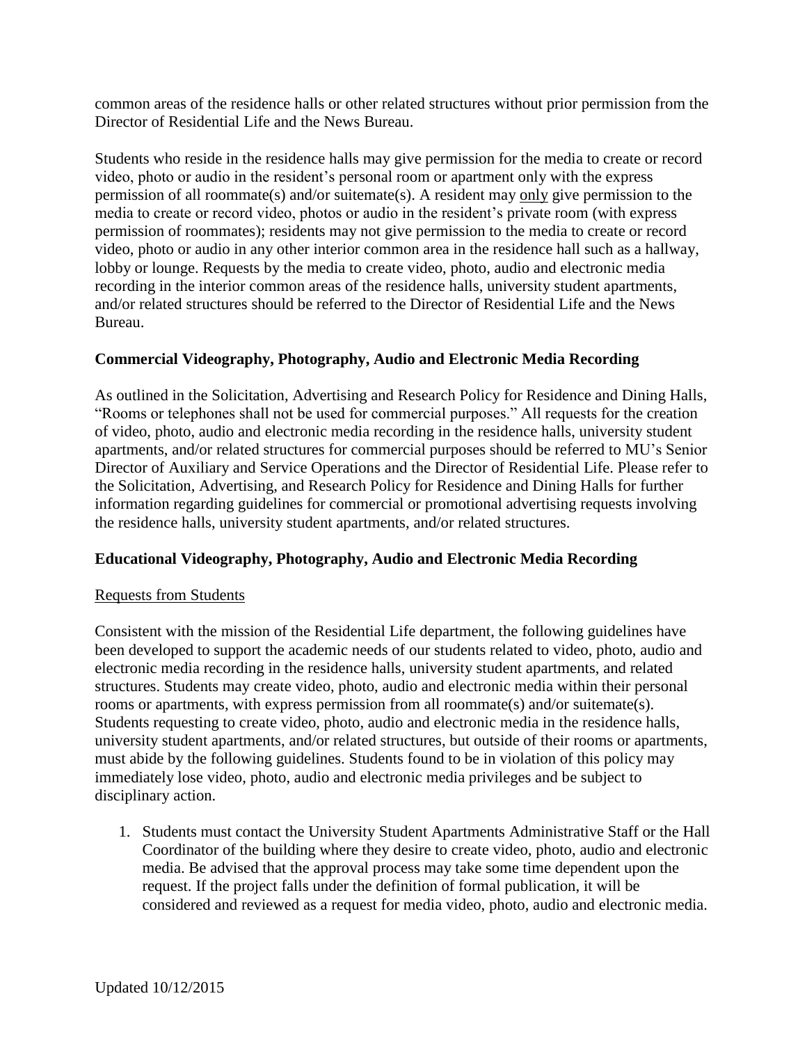common areas of the residence halls or other related structures without prior permission from the Director of Residential Life and the News Bureau.

Students who reside in the residence halls may give permission for the media to create or record video, photo or audio in the resident's personal room or apartment only with the express permission of all roommate(s) and/or suitemate(s). A resident may <u>only</u> give permission to the media to create or record video, photos or audio in the resident's private room (with express permission of roommates); residents may not give permission to the media to create or record video, photo or audio in any other interior common area in the residence hall such as a hallway, lobby or lounge. Requests by the media to create video, photo, audio and electronic media recording in the interior common areas of the residence halls, university student apartments, and/or related structures should be referred to the Director of Residential Life and the News Bureau.

### Commercial Videography, Photography, Audio and Electronic Media Recording

As outlined in the Solicitation, Advertising and Research Policy for Residence and Dining Halls, "Rooms or telephones shall not be used for commercial purposes." All requests for the creation of video, photo, audio and electronic media recording in the residence halls, university student apartments, and/or related structures for commercial purposes should be referred to MU's Senior Director of Auxiliary and Service Operations and the Director of Residential Life. Please refer to the Solicitation, Advertising, and Research Policy for Residence and Dining Halls for further information regarding guidelines for commercial or promotional advertising requests involving the residence halls, university student apartments, and/or related structures.

### Educational Videography, Photography, Audio and Electronic Media Recording

<u>Requests from Students</u>

Consistent with the mission of the Residential Life department, the following guidelines have been developed to support the academic needs of our students related to video, photo, audio and electronic media recording in the residence halls, university student apartments, and related structures. Students may create video, photo, audio and electronic media within their personal rooms or apartments, with express permission from all roommate(s) and/or suitemate(s). Students requesting to create video, photo, audio and electronic media in the residence halls, university student apartments, and/or related structures, but outside of their rooms or apartments, must abide by the following guidelines. Students found to be in violation of this policy may immediately lose video, photo, audio and electronic media privileges and be subject to disciplinary action.

1. Students must contact the University Student Apartments Administrative Staff or the Hall Coordinator of the building where they desire to create video, photo, audio and electronic media. Be advised that the approval process may take some time dependent upon the request. If the project falls under the definition of formal publication, it will be considered and reviewed as a request for media video, photo, audio and electronic media.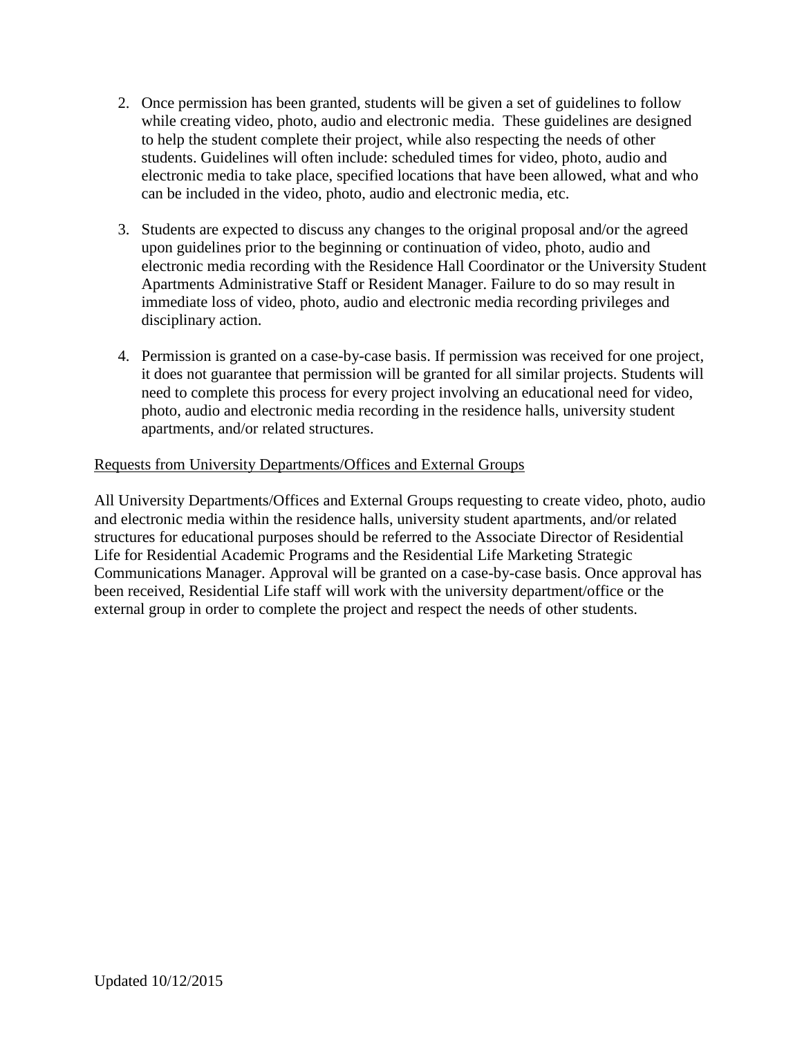2. Once permission has been granted, students will be given a set of guidelines to follow while creating video, photo, audio and electronic media. These guidelines are designed to help the student complete their project, while also respecting the needs of other students. Guidelines will often include: scheduled times for video, photo, audio and electronic media to take place, specified locations that have been allowed, what and who can be included in the video, photo, audio and electronic media, etc.

3. Students are expected to discuss any changes to the original proposal and/or the agreed upon guidelines prior to the beginning or continuation of video, photo, audio and electronic media recording with the Residence Hall Coordinator or the University Student Apartments Administrative Staff or Resident Manager. Failure to do so may result in immediate loss of video, photo, audio and electronic media recording privileges and disciplinary action.

4. Permission is granted on a case-by-case basis. If permission was received for one project, it does not guarantee that permission will be granted for all similar projects. Students will need to complete this process for every project involving an educational need for video, photo, audio and electronic media recording in the residence halls, university student apartments, and/or related structures.

<u>Requests from University Departments/Offices and External Groups</u>

All University Departments/Offices and External Groups requesting to create video, photo, audio and electronic media within the residence halls, university student apartments, and/or related structures for educational purposes should be referred to the Associate Director of Residential Life for Residential Academic Programs and the Residential Life Marketing Strategic Communications Manager. Approval will be granted on a case-by-case basis. Once approval has been received, Residential Life staff will work with the university department/office or the external group in order to complete the project and respect the needs of other students.

Updated 10/12/2015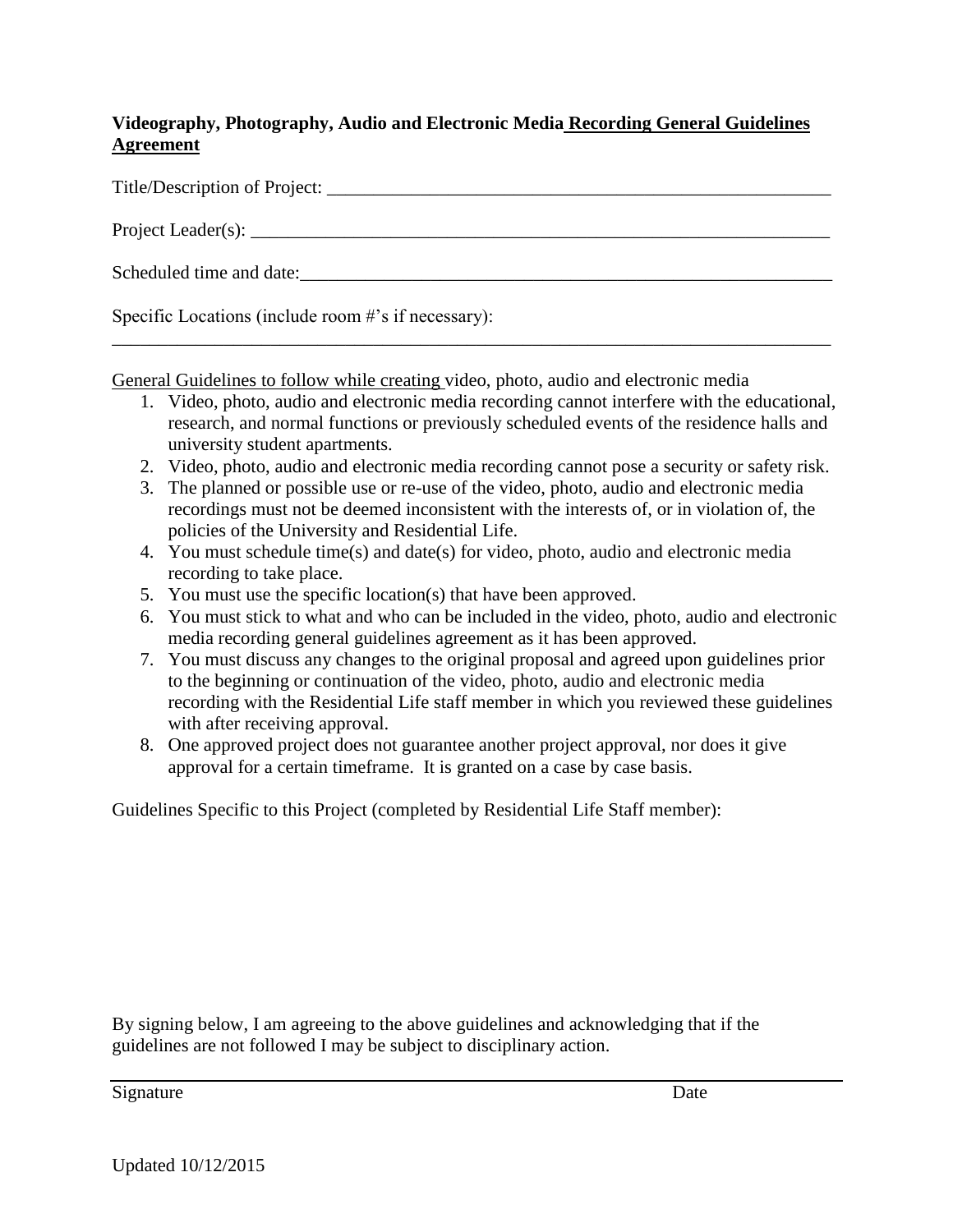**Videography, Photography, Audio and Electronic Media Recording General Guidelines Agreement**

Title/Description of Project: ________________________________________________________

Project Leader(s): ______________________________________________________________

Scheduled time and date:_________________________________________________________

Specific Locations (include room #'s if necessary):
_____________________________________________________________________________

General Guidelines to follow while creating video, photo, audio and electronic media

1. Video, photo, audio and electronic media recording cannot interfere with the educational, research, and normal functions or previously scheduled events of the residence halls and university student apartments.
2. Video, photo, audio and electronic media recording cannot pose a security or safety risk.
3. The planned or possible use or re-use of the video, photo, audio and electronic media recordings must not be deemed inconsistent with the interests of, or in violation of, the policies of the University and Residential Life.
4. You must schedule time(s) and date(s) for video, photo, audio and electronic media recording to take place.
5. You must use the specific location(s) that have been approved.
6. You must stick to what and who can be included in the video, photo, audio and electronic media recording general guidelines agreement as it has been approved.
7. You must discuss any changes to the original proposal and agreed upon guidelines prior to the beginning or continuation of the video, photo, audio and electronic media recording with the Residential Life staff member in which you reviewed these guidelines with after receiving approval.
8. One approved project does not guarantee another project approval, nor does it give approval for a certain timeframe. It is granted on a case by case basis.

Guidelines Specific to this Project (completed by Residential Life Staff member):

By signing below, I am agreeing to the above guidelines and acknowledging that if the guidelines are not followed I may be subject to disciplinary action.

_____________________________________________________________________________

Signature Date

Updated 10/12/2015